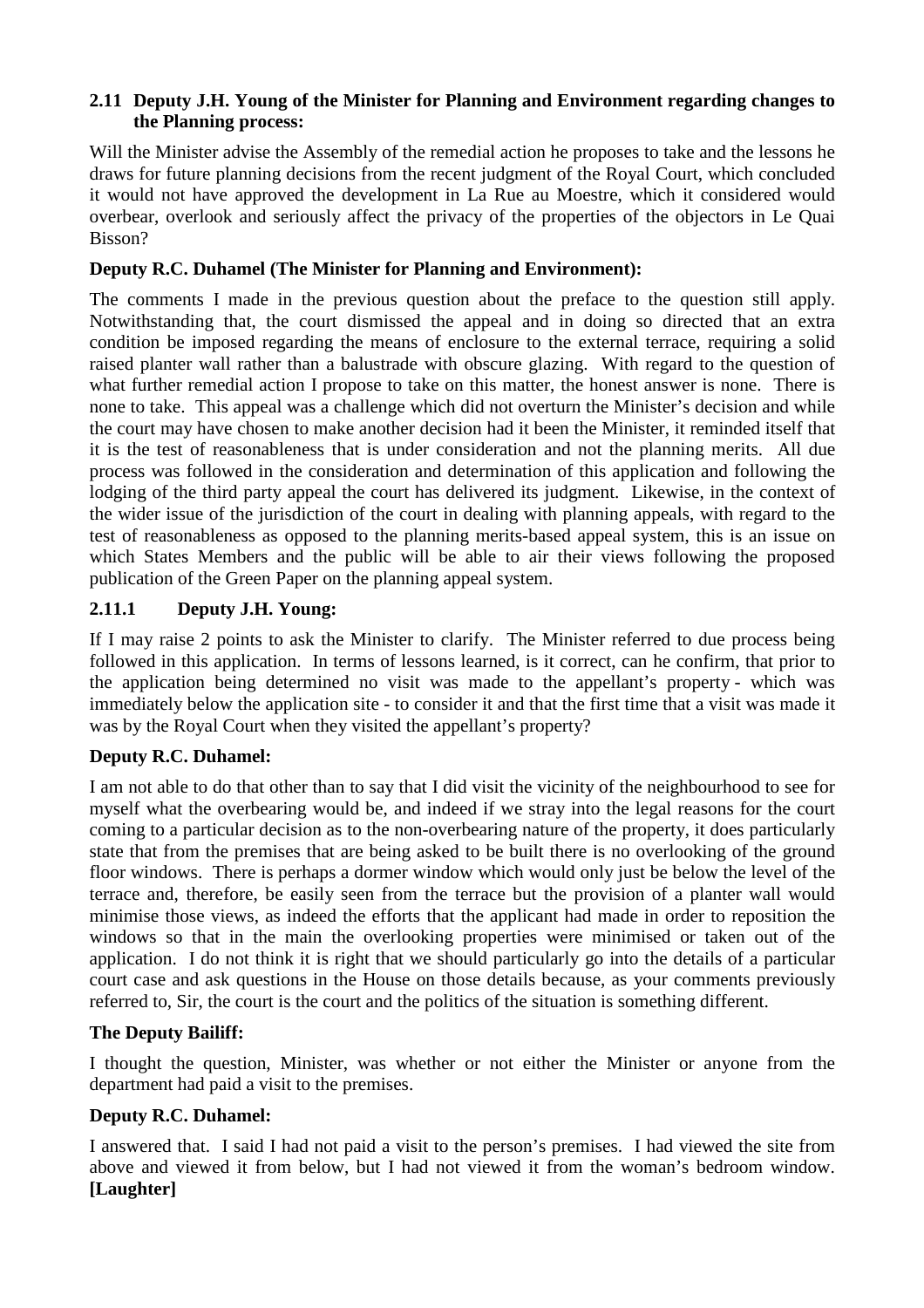### 2.11 Deputy J.H. Young of the Minister for Planning and Environment regarding changes to the Planning process:

Will the Minister advise the Assembly of the remedial action he proposes to take and the lessons he draws for future planning decisions from the recent judgment of the Royal Court, which concluded it would not have approved the development in La Rue au Moestre, which it considered would overbear, overlook and seriously affect the privacy of the properties of the objectors in Le Quai Bisson?

**Deputy R.C. Duhamel (The Minister for Planning and Environment):**

The comments I made in the previous question about the preface to the question still apply. Notwithstanding that, the court dismissed the appeal and in doing so directed that an extra condition be imposed regarding the means of enclosure to the external terrace, requiring a solid raised planter wall rather than a balustrade with obscure glazing. With regard to the question of what further remedial action I propose to take on this matter, the honest answer is none. There is none to take. This appeal was a challenge which did not overturn the Minister's decision and while the court may have chosen to make another decision had it been the Minister, it reminded itself that it is the test of reasonableness that is under consideration and not the planning merits. All due process was followed in the consideration and determination of this application and following the lodging of the third party appeal the court has delivered its judgment. Likewise, in the context of the wider issue of the jurisdiction of the court in dealing with planning appeals, with regard to the test of reasonableness as opposed to the planning merits-based appeal system, this is an issue on which States Members and the public will be able to air their views following the proposed publication of the Green Paper on the planning appeal system.

### 2.11.1 Deputy J.H. Young:

If I may raise 2 points to ask the Minister to clarify. The Minister referred to due process being followed in this application. In terms of lessons learned, is it correct, can he confirm, that prior to the application being determined no visit was made to the appellant's property - which was immediately below the application site - to consider it and that the first time that a visit was made it was by the Royal Court when they visited the appellant's property?

**Deputy R.C. Duhamel:**

I am not able to do that other than to say that I did visit the vicinity of the neighbourhood to see for myself what the overbearing would be, and indeed if we stray into the legal reasons for the court coming to a particular decision as to the non-overbearing nature of the property, it does particularly state that from the premises that are being asked to be built there is no overlooking of the ground floor windows. There is perhaps a dormer window which would only just be below the level of the terrace and, therefore, be easily seen from the terrace but the provision of a planter wall would minimise those views, as indeed the efforts that the applicant had made in order to reposition the windows so that in the main the overlooking properties were minimised or taken out of the application. I do not think it is right that we should particularly go into the details of a particular court case and ask questions in the House on those details because, as your comments previously referred to, Sir, the court is the court and the politics of the situation is something different.

**The Deputy Bailiff:**

I thought the question, Minister, was whether or not either the Minister or anyone from the department had paid a visit to the premises.

**Deputy R.C. Duhamel:**

I answered that. I said I had not paid a visit to the person's premises. I had viewed the site from above and viewed it from below, but I had not viewed it from the woman's bedroom window. **[Laughter]**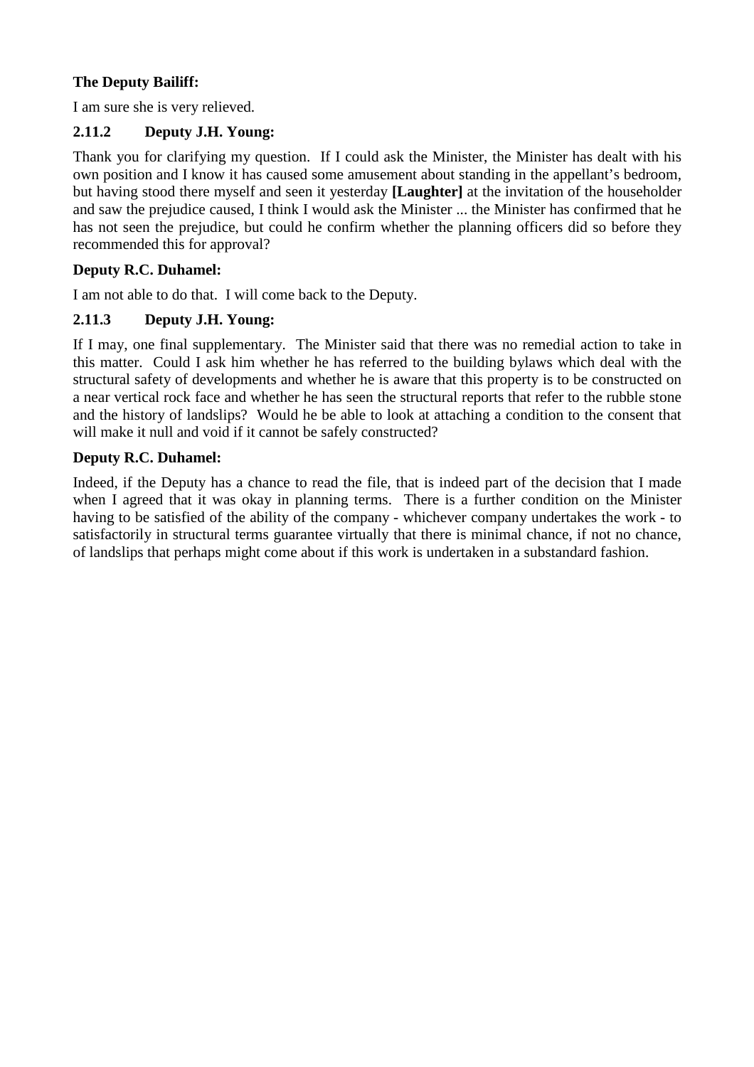**The Deputy Bailiff:**

I am sure she is very relieved.

**2.11.2 Deputy J.H. Young:**

Thank you for clarifying my question. If I could ask the Minister, the Minister has dealt with his own position and I know it has caused some amusement about standing in the appellant's bedroom, but having stood there myself and seen it yesterday **[Laughter]** at the invitation of the householder and saw the prejudice caused, I think I would ask the Minister ... the Minister has confirmed that he has not seen the prejudice, but could he confirm whether the planning officers did so before they recommended this for approval?

**Deputy R.C. Duhamel:**

I am not able to do that. I will come back to the Deputy.

**2.11.3 Deputy J.H. Young:**

If I may, one final supplementary. The Minister said that there was no remedial action to take in this matter. Could I ask him whether he has referred to the building bylaws which deal with the structural safety of developments and whether he is aware that this property is to be constructed on a near vertical rock face and whether he has seen the structural reports that refer to the rubble stone and the history of landslips? Would he be able to look at attaching a condition to the consent that will make it null and void if it cannot be safely constructed?

**Deputy R.C. Duhamel:**

Indeed, if the Deputy has a chance to read the file, that is indeed part of the decision that I made when I agreed that it was okay in planning terms. There is a further condition on the Minister having to be satisfied of the ability of the company - whichever company undertakes the work - to satisfactorily in structural terms guarantee virtually that there is minimal chance, if not no chance, of landslips that perhaps might come about if this work is undertaken in a substandard fashion.